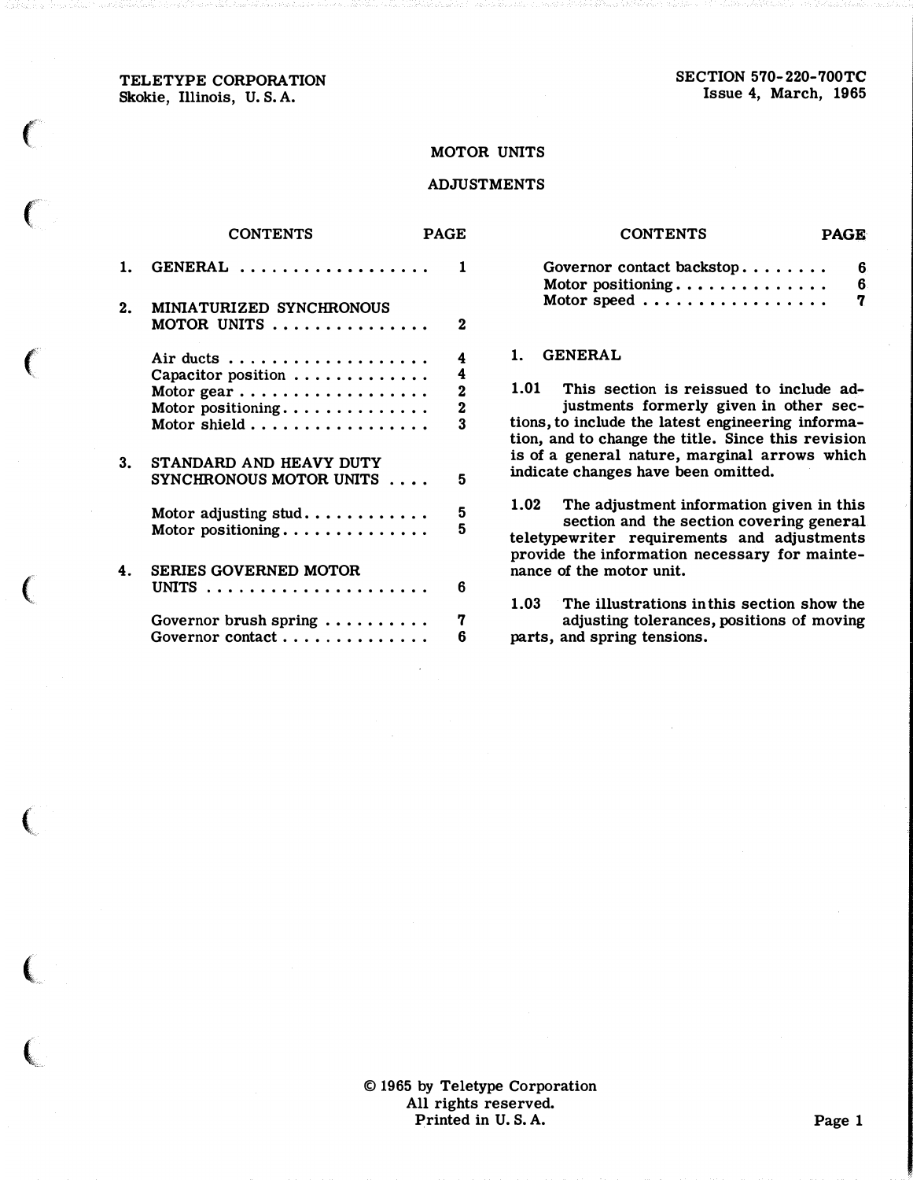TELETYPE CORPORATION
Skokie, Illinois, U. S. A.

SECTION 570-220-700TC
Issue 4, March, 1965

# MOTOR UNITS

## ADJUSTMENTS

| CONTENTS | PAGE |
|---|---|
| 1. GENERAL | 1 |
| 2. MINIATURIZED SYNCHRONOUS MOTOR UNITS | 2 |
| Air ducts | 4 |
| Capacitor position | 4 |
| Motor gear | 2 |
| Motor positioning | 2 |
| Motor shield | 3 |
| 3. STANDARD AND HEAVY DUTY SYNCHRONOUS MOTOR UNITS | 5 |
| Motor adjusting stud | 5 |
| Motor positioning | 5 |
| 4. SERIES GOVERNED MOTOR UNITS | 6 |
| Governor brush spring | 7 |
| Governor contact | 6 |
| Governor contact backstop | 6 |
| Motor positioning | 6 |
| Motor speed | 7 |

## 1. GENERAL

1.01 This section is reissued to include adjustments formerly given in other sections, to include the latest engineering information, and to change the title. Since this revision is of a general nature, marginal arrows which indicate changes have been omitted.

1.02 The adjustment information given in this section and the section covering general teletypewriter requirements and adjustments provide the information necessary for maintenance of the motor unit.

1.03 The illustrations in this section show the adjusting tolerances, positions of moving parts, and spring tensions.

© 1965 by Teletype Corporation
All rights reserved.
Printed in U. S. A.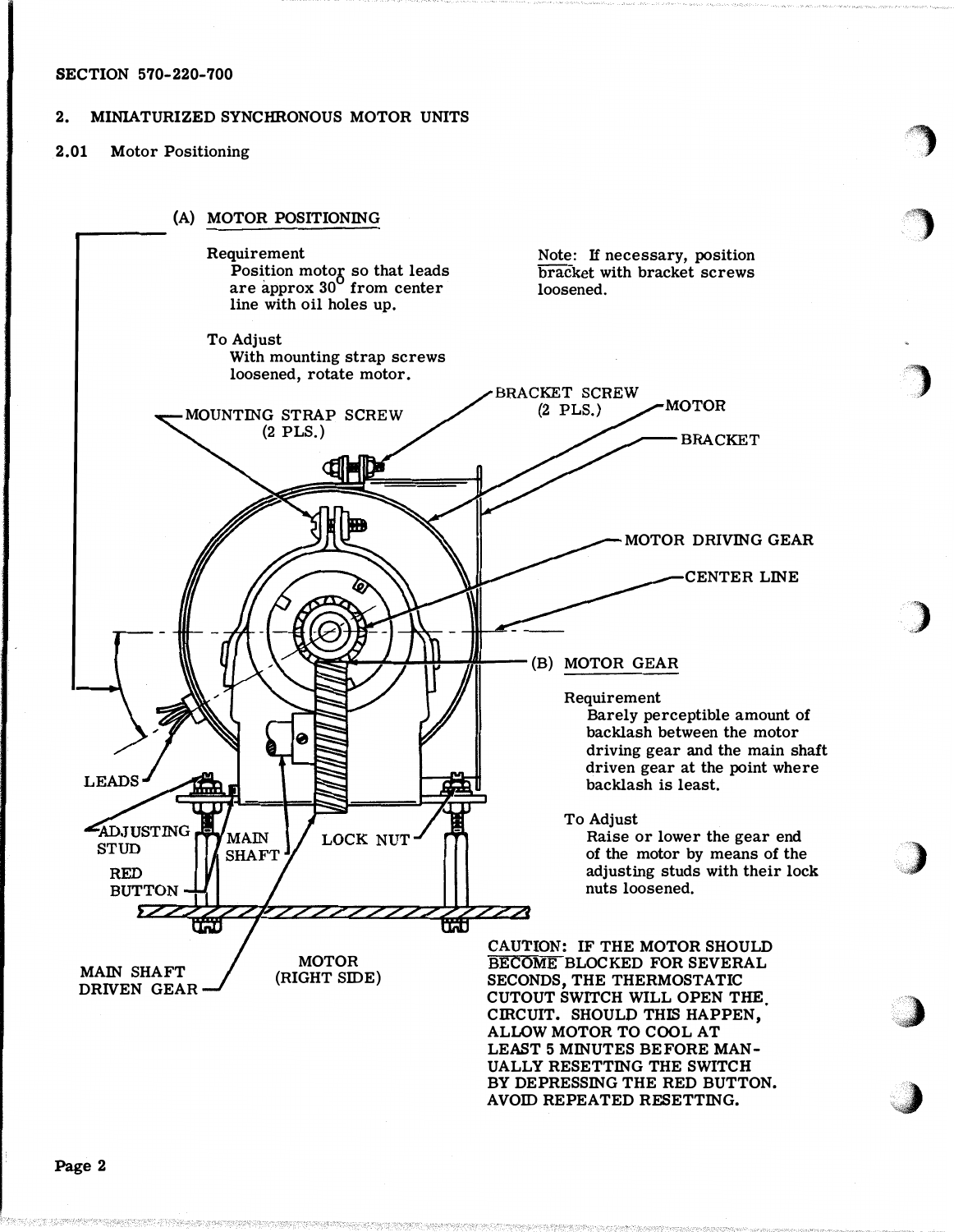SECTION 570-220-700

## 2. MINIATURIZED SYNCHRONOUS MOTOR UNITS

### 2.01 Motor Positioning

(A) MOTOR POSITIONING

Requirement
Position motor so that leads are approx 30° from center line with oil holes up.

To Adjust
With mounting strap screws loosened, rotate motor.

Note: If necessary, position bracket with bracket screws loosened.

BRACKET SCREW (2 PLS.)

MOUNTING STRAP SCREW (2 PLS.)

MOTOR

BRACKET

MOTOR DRIVING GEAR

CENTER LINE

LEADS

ADJUSTING STUD

RED BUTTON

MAIN SHAFT

LOCK NUT

MAIN SHAFT DRIVEN GEAR

MOTOR (RIGHT SIDE)

(B) MOTOR GEAR

Requirement
Barely perceptible amount of backlash between the motor driving gear and the main shaft driven gear at the point where backlash is least.

To Adjust
Raise or lower the gear end of the motor by means of the adjusting studs with their lock nuts loosened.

CAUTION: IF THE MOTOR SHOULD BECOME BLOCKED FOR SEVERAL SECONDS, THE THERMOSTATIC CUTOUT SWITCH WILL OPEN THE CIRCUIT. SHOULD THIS HAPPEN, ALLOW MOTOR TO COOL AT LEAST 5 MINUTES BEFORE MANUALLY RESETTING THE SWITCH BY DEPRESSING THE RED BUTTON. AVOID REPEATED RESETTING.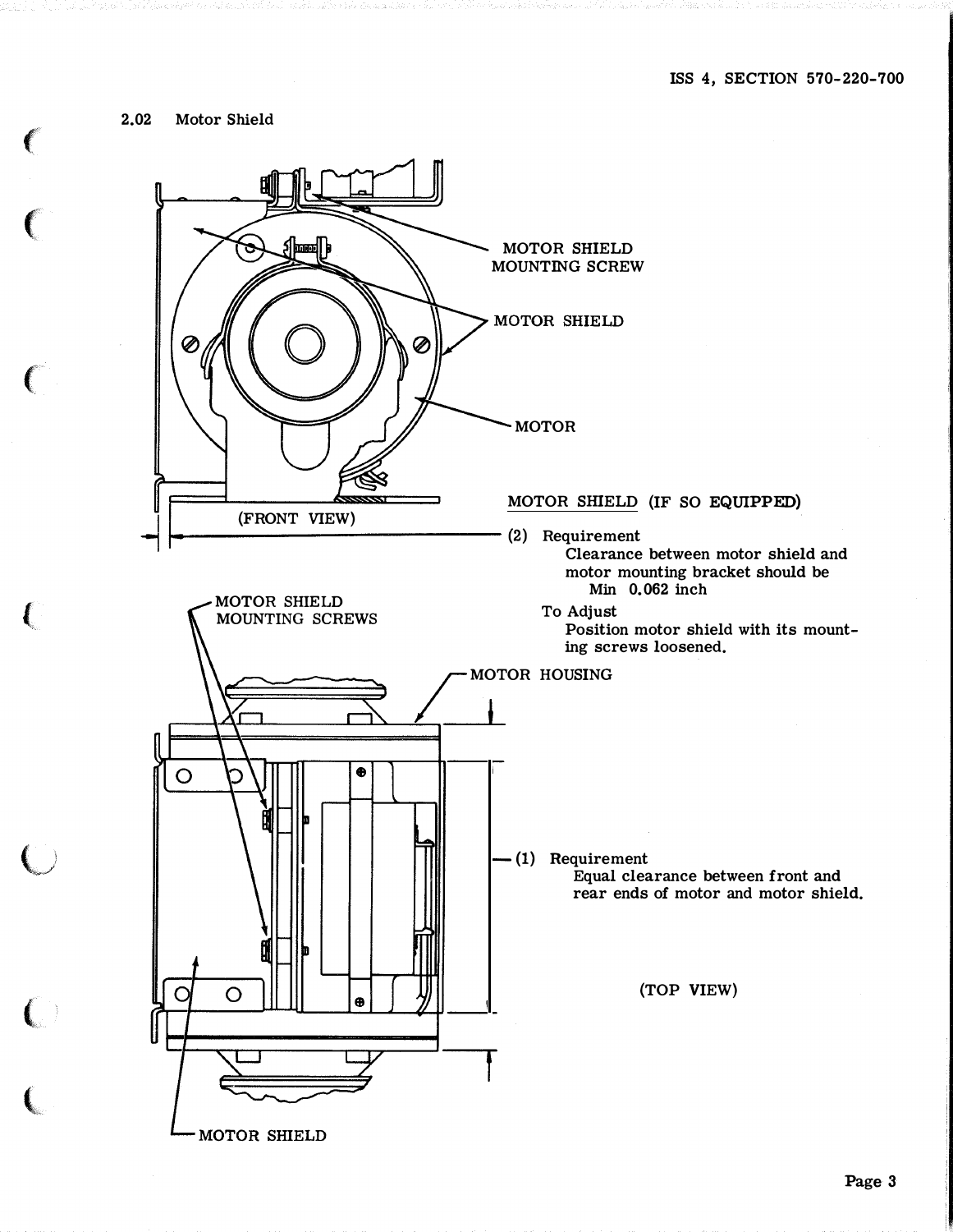2.02 Motor Shield

MOTOR SHIELD MOUNTING SCREW

MOTOR SHIELD

MOTOR

(FRONT VIEW)

MOTOR SHIELD (IF SO EQUIPPED)

(2) Requirement
Clearance between motor shield and motor mounting bracket should be
Min 0.062 inch

To Adjust
Position motor shield with its mounting screws loosened.

MOTOR SHIELD MOUNTING SCREWS

MOTOR HOUSING

(1) Requirement
Equal clearance between front and rear ends of motor and motor shield.

(TOP VIEW)

MOTOR SHIELD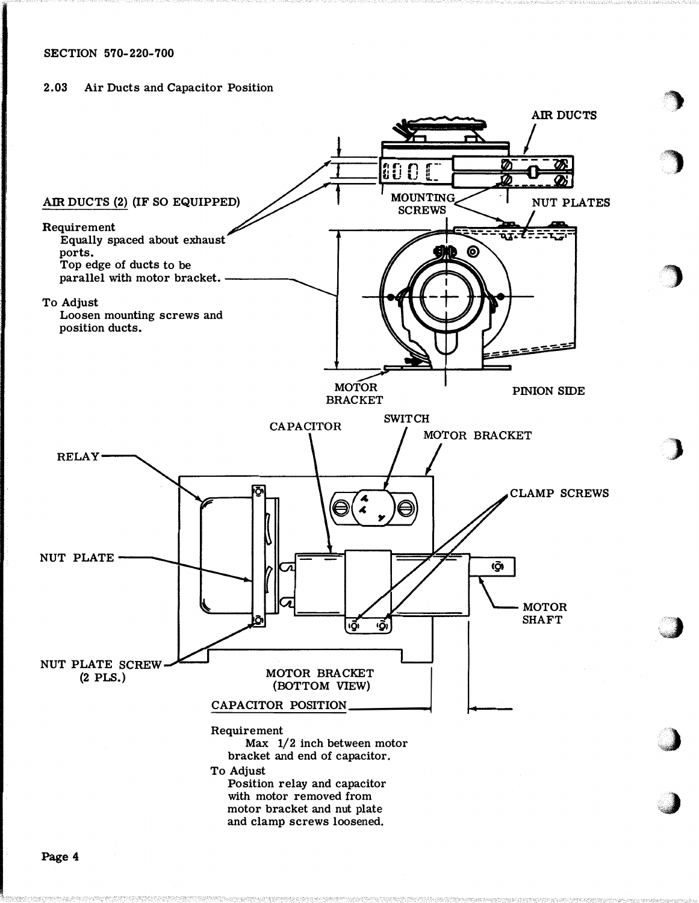## 2.03 Air Ducts and Capacitor Position

AIR DUCTS

MOUNTING SCREWS

NUT PLATES

AIR DUCTS (2) (IF SO EQUIPPED)

Requirement
Equally spaced about exhaust ports.
Top edge of ducts to be parallel with motor bracket.

To Adjust
Loosen mounting screws and position ducts.

MOTOR BRACKET

PINION SIDE

CAPACITOR

SWITCH

MOTOR BRACKET

RELAY

CLAMP SCREWS

NUT PLATE

MOTOR SHAFT

NUT PLATE SCREW (2 PLS.)

MOTOR BRACKET (BOTTOM VIEW)

CAPACITOR POSITION

Requirement
Max 1/2 inch between motor bracket and end of capacitor.

To Adjust
Position relay and capacitor with motor removed from motor bracket and nut plate and clamp screws loosened.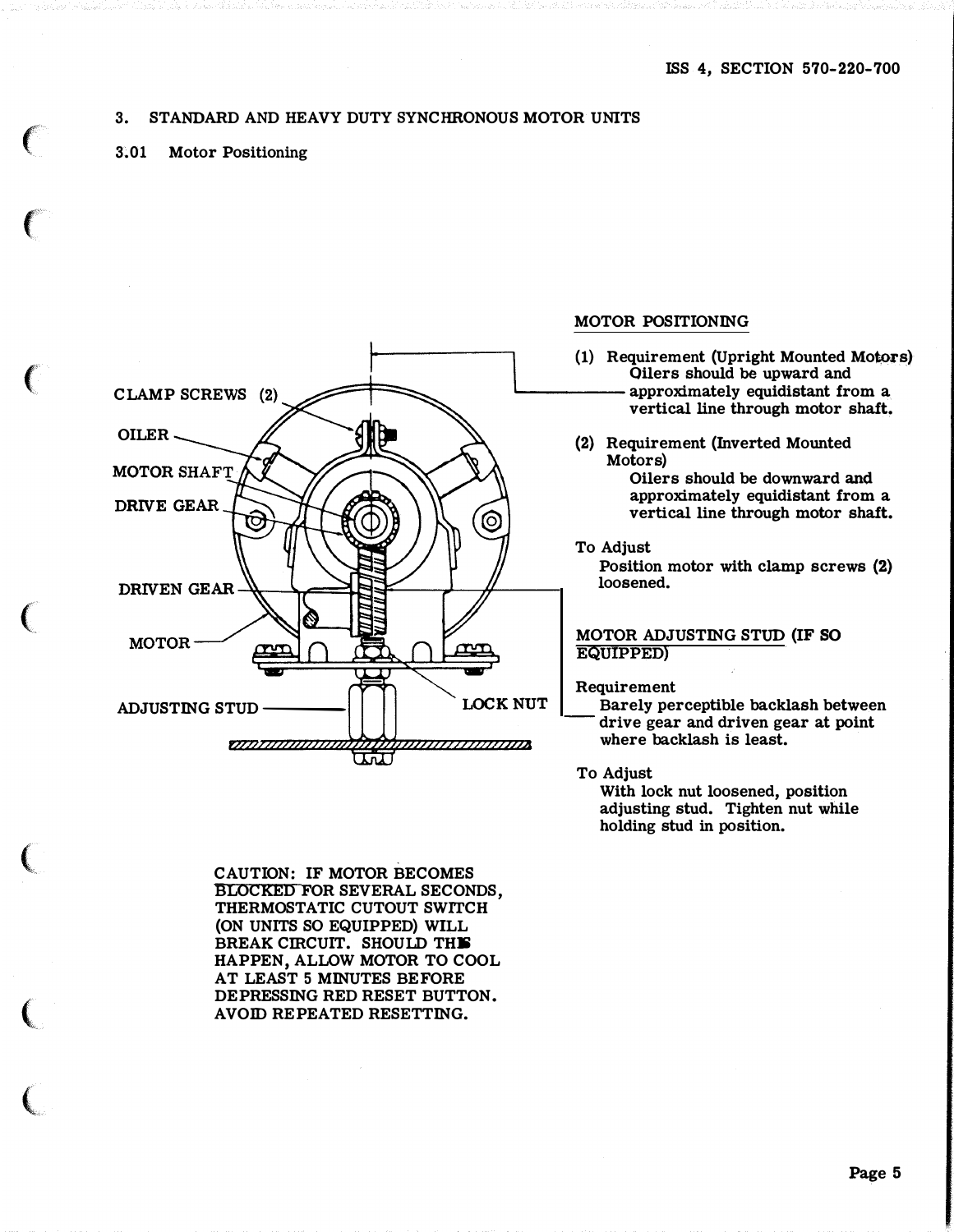## 3. STANDARD AND HEAVY DUTY SYNCHRONOUS MOTOR UNITS

### 3.01 Motor Positioning

CLAMP SCREWS (2)

OILER

MOTOR SHAFT

DRIVE GEAR

DRIVEN GEAR

MOTOR

ADJUSTING STUD

LOCK NUT

**MOTOR POSITIONING**

(1) Requirement (Upright Mounted Motors)
Oilers should be upward and approximately equidistant from a vertical line through motor shaft.

(2) Requirement (Inverted Mounted Motors)
Oilers should be downward and approximately equidistant from a vertical line through motor shaft.

To Adjust
Position motor with clamp screws (2) loosened.

**MOTOR ADJUSTING STUD (IF SO EQUIPPED)**

Requirement
Barely perceptible backlash between drive gear and driven gear at point where backlash is least.

To Adjust
With lock nut loosened, position adjusting stud. Tighten nut while holding stud in position.

CAUTION: IF MOTOR BECOMES BLOCKED FOR SEVERAL SECONDS, THERMOSTATIC CUTOUT SWITCH (ON UNITS SO EQUIPPED) WILL BREAK CIRCUIT. SHOULD THIS HAPPEN, ALLOW MOTOR TO COOL AT LEAST 5 MINUTES BEFORE DEPRESSING RED RESET BUTTON. AVOID REPEATED RESETTING.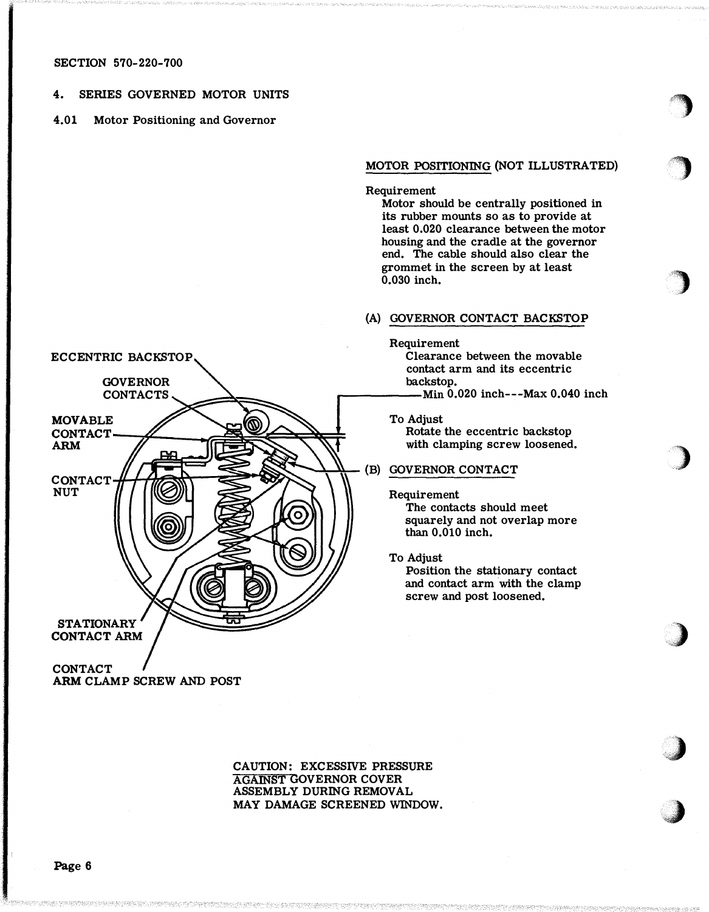SECTION 570-220-700

## 4. SERIES GOVERNED MOTOR UNITS

### 4.01 Motor Positioning and Governor

MOTOR POSITIONING (NOT ILLUSTRATED)

Requirement
Motor should be centrally positioned in its rubber mounts so as to provide at least 0.020 clearance between the motor housing and the cradle at the governor end. The cable should also clear the grommet in the screen by at least 0.030 inch.

(A) GOVERNOR CONTACT BACKSTOP

Requirement
Clearance between the movable contact arm and its eccentric backstop.
Min 0.020 inch---Max 0.040 inch

To Adjust
Rotate the eccentric backstop with clamping screw loosened.

(B) GOVERNOR CONTACT

Requirement
The contacts should meet squarely and not overlap more than 0.010 inch.

To Adjust
Position the stationary contact and contact arm with the clamp screw and post loosened.

ECCENTRIC BACKSTOP

GOVERNOR CONTACTS

MOVABLE CONTACT ARM

CONTACT NUT

STATIONARY CONTACT ARM

CONTACT ARM CLAMP SCREW AND POST

CAUTION: EXCESSIVE PRESSURE AGAINST GOVERNOR COVER ASSEMBLY DURING REMOVAL MAY DAMAGE SCREENED WINDOW.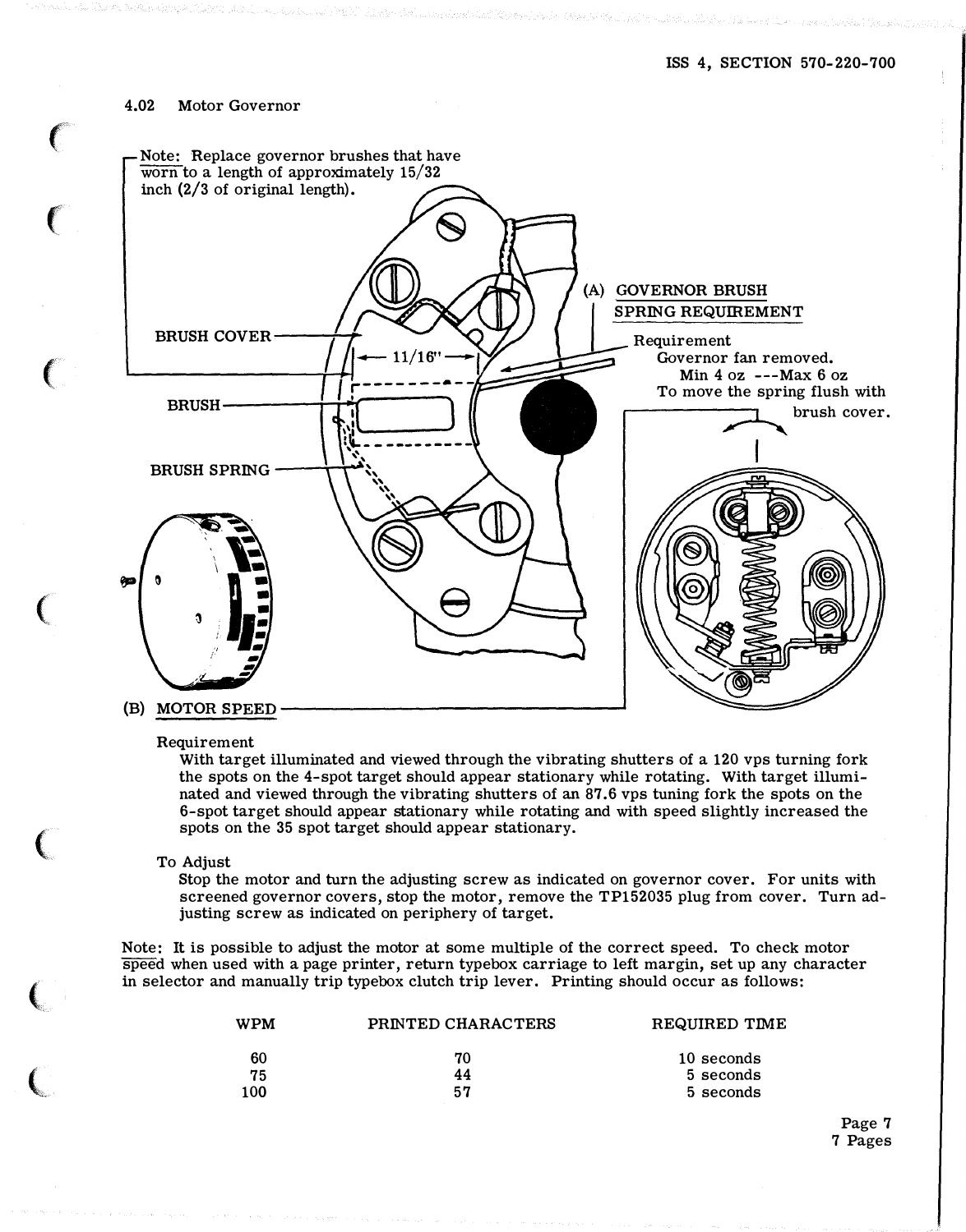## 4.02 Motor Governor

Note: Replace governor brushes that have worn to a length of approximately 15/32 inch (2/3 of original length).

BRUSH COVER

11/16"

BRUSH

BRUSH SPRING

### (A) GOVERNOR BRUSH SPRING REQUIREMENT

Requirement
Governor fan removed.
Min 4 oz ---Max 6 oz
To move the spring flush with brush cover.

### (B) MOTOR SPEED

Requirement

With target illuminated and viewed through the vibrating shutters of a 120 vps turning fork the spots on the 4-spot target should appear stationary while rotating. With target illuminated and viewed through the vibrating shutters of an 87.6 vps tuning fork the spots on the 6-spot target should appear stationary while rotating and with speed slightly increased the spots on the 35 spot target should appear stationary.

To Adjust

Stop the motor and turn the adjusting screw as indicated on governor cover. For units with screened governor covers, stop the motor, remove the TP152035 plug from cover. Turn adjusting screw as indicated on periphery of target.

Note: It is possible to adjust the motor at some multiple of the correct speed. To check motor speed when used with a page printer, return typebox carriage to left margin, set up any character in selector and manually trip typebox clutch trip lever. Printing should occur as follows:

| WPM | PRINTED CHARACTERS | REQUIRED TIME |
|---|---|---|
| 60 | 70 | 10 seconds |
| 75 | 44 | 5 seconds |
| 100 | 57 | 5 seconds |